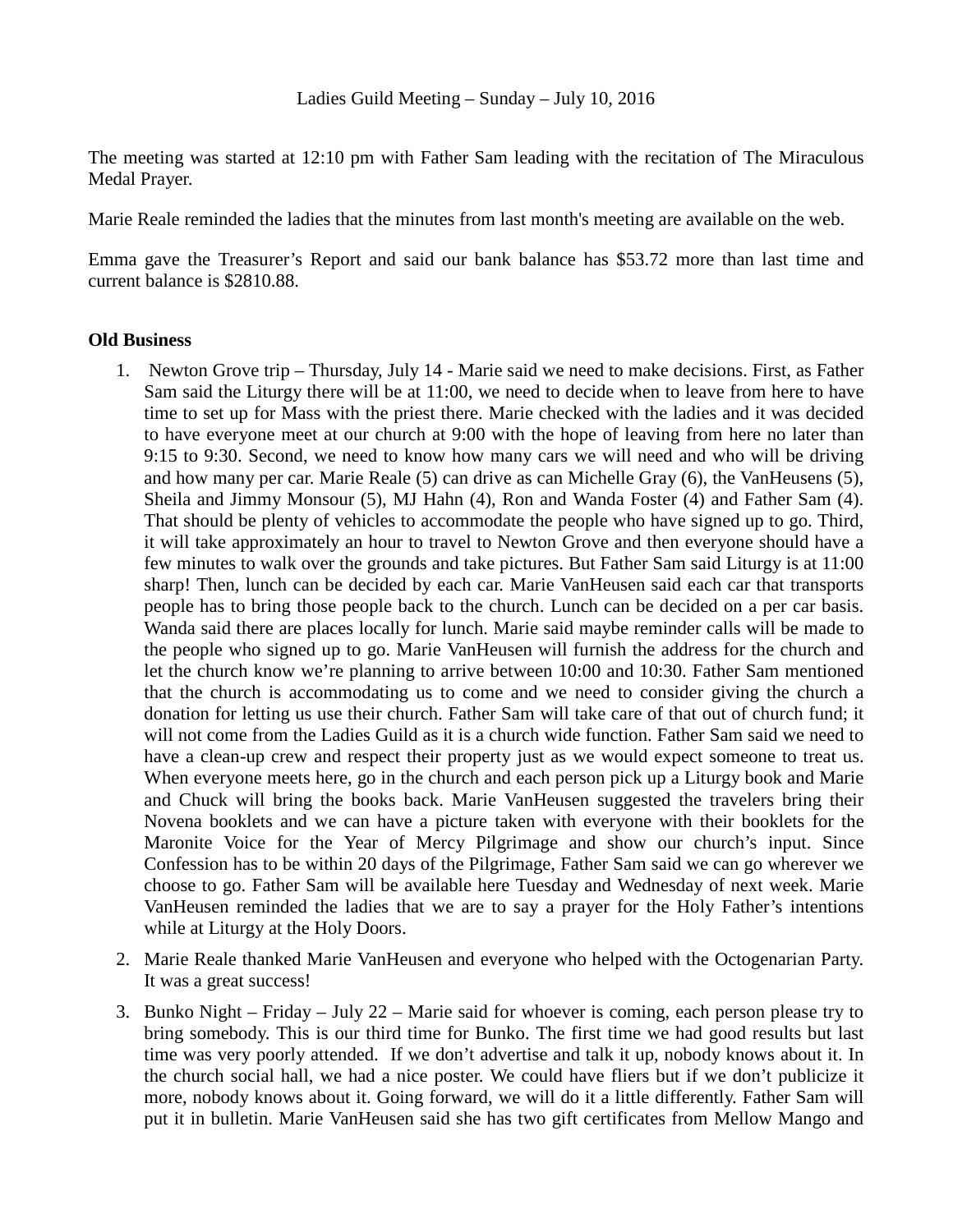Ladies Guild Meeting – Sunday – July 10, 2016

The meeting was started at 12:10 pm with Father Sam leading with the recitation of The Miraculous Medal Prayer.

Marie Reale reminded the ladies that the minutes from last month's meeting are available on the web.

Emma gave the Treasurer's Report and said our bank balance has $53.72 more than last time and current balance is $2810.88.

**Old Business**

1. Newton Grove trip – Thursday, July 14 - Marie said we need to make decisions. First, as Father Sam said the Liturgy there will be at 11:00, we need to decide when to leave from here to have time to set up for Mass with the priest there. Marie checked with the ladies and it was decided to have everyone meet at our church at 9:00 with the hope of leaving from here no later than 9:15 to 9:30. Second, we need to know how many cars we will need and who will be driving and how many per car. Marie Reale (5) can drive as can Michelle Gray (6), the VanHeusens (5), Sheila and Jimmy Monsour (5), MJ Hahn (4), Ron and Wanda Foster (4) and Father Sam (4). That should be plenty of vehicles to accommodate the people who have signed up to go. Third, it will take approximately an hour to travel to Newton Grove and then everyone should have a few minutes to walk over the grounds and take pictures. But Father Sam said Liturgy is at 11:00 sharp! Then, lunch can be decided by each car. Marie VanHeusen said each car that transports people has to bring those people back to the church. Lunch can be decided on a per car basis. Wanda said there are places locally for lunch. Marie said maybe reminder calls will be made to the people who signed up to go. Marie VanHeusen will furnish the address for the church and let the church know we're planning to arrive between 10:00 and 10:30. Father Sam mentioned that the church is accommodating us to come and we need to consider giving the church a donation for letting us use their church. Father Sam will take care of that out of church fund; it will not come from the Ladies Guild as it is a church wide function. Father Sam said we need to have a clean-up crew and respect their property just as we would expect someone to treat us. When everyone meets here, go in the church and each person pick up a Liturgy book and Marie and Chuck will bring the books back. Marie VanHeusen suggested the travelers bring their Novena booklets and we can have a picture taken with everyone with their booklets for the Maronite Voice for the Year of Mercy Pilgrimage and show our church's input. Since Confession has to be within 20 days of the Pilgrimage, Father Sam said we can go wherever we choose to go. Father Sam will be available here Tuesday and Wednesday of next week. Marie VanHeusen reminded the ladies that we are to say a prayer for the Holy Father's intentions while at Liturgy at the Holy Doors.

2. Marie Reale thanked Marie VanHeusen and everyone who helped with the Octogenarian Party. It was a great success!

3. Bunko Night – Friday – July 22 – Marie said for whoever is coming, each person please try to bring somebody. This is our third time for Bunko. The first time we had good results but last time was very poorly attended. If we don't advertise and talk it up, nobody knows about it. In the church social hall, we had a nice poster. We could have fliers but if we don't publicize it more, nobody knows about it. Going forward, we will do it a little differently. Father Sam will put it in bulletin. Marie VanHeusen said she has two gift certificates from Mellow Mango and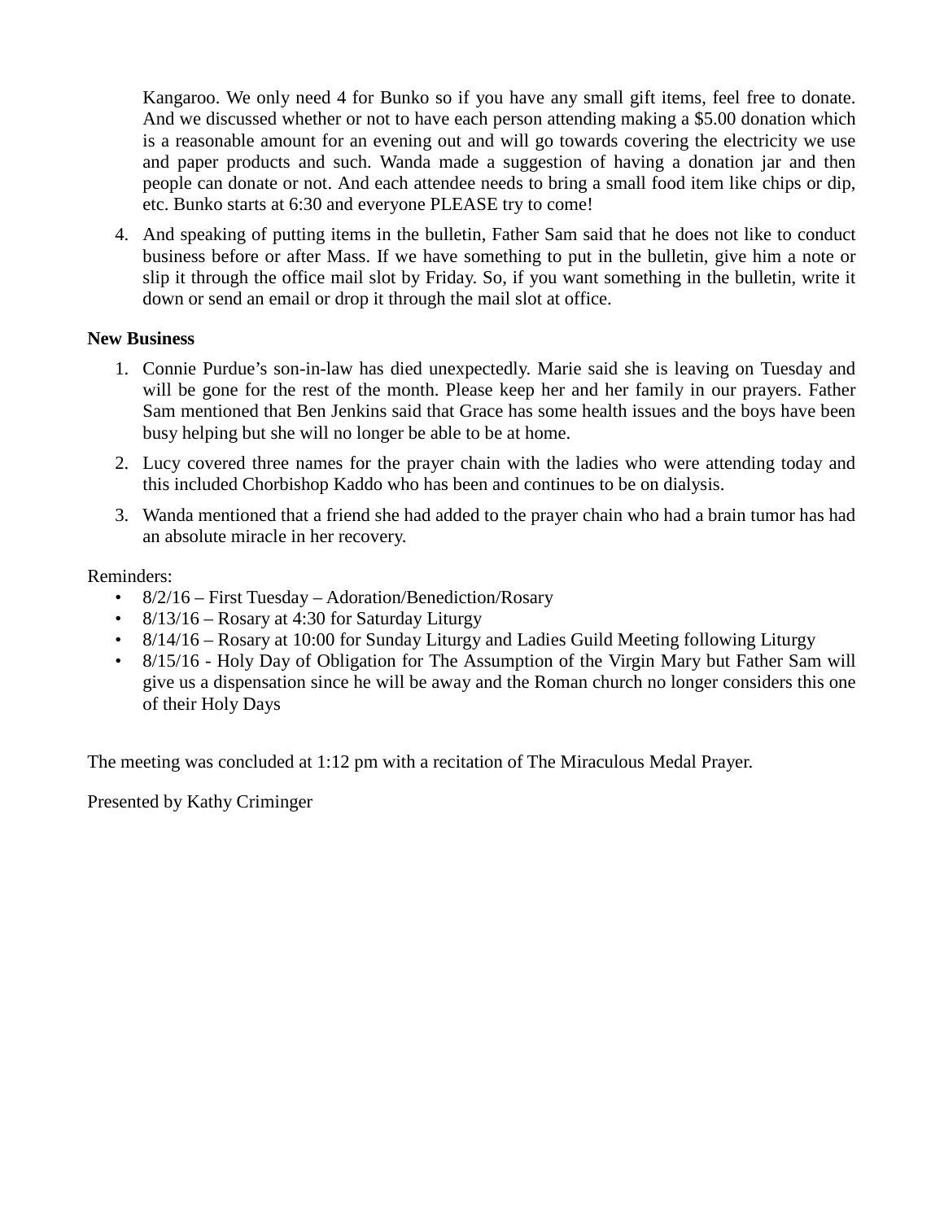Kangaroo. We only need 4 for Bunko so if you have any small gift items, feel free to donate. And we discussed whether or not to have each person attending making a $5.00 donation which is a reasonable amount for an evening out and will go towards covering the electricity we use and paper products and such. Wanda made a suggestion of having a donation jar and then people can donate or not. And each attendee needs to bring a small food item like chips or dip, etc. Bunko starts at 6:30 and everyone PLEASE try to come!

4. And speaking of putting items in the bulletin, Father Sam said that he does not like to conduct business before or after Mass. If we have something to put in the bulletin, give him a note or slip it through the office mail slot by Friday. So, if you want something in the bulletin, write it down or send an email or drop it through the mail slot at office.

**New Business**

1. Connie Purdue's son-in-law has died unexpectedly. Marie said she is leaving on Tuesday and will be gone for the rest of the month. Please keep her and her family in our prayers. Father Sam mentioned that Ben Jenkins said that Grace has some health issues and the boys have been busy helping but she will no longer be able to be at home.
2. Lucy covered three names for the prayer chain with the ladies who were attending today and this included Chorbishop Kaddo who has been and continues to be on dialysis.
3. Wanda mentioned that a friend she had added to the prayer chain who had a brain tumor has had an absolute miracle in her recovery.

Reminders:

- 8/2/16 – First Tuesday – Adoration/Benediction/Rosary
- 8/13/16 – Rosary at 4:30 for Saturday Liturgy
- 8/14/16 – Rosary at 10:00 for Sunday Liturgy and Ladies Guild Meeting following Liturgy
- 8/15/16 - Holy Day of Obligation for The Assumption of the Virgin Mary but Father Sam will give us a dispensation since he will be away and the Roman church no longer considers this one of their Holy Days

The meeting was concluded at 1:12 pm with a recitation of The Miraculous Medal Prayer.

Presented by Kathy Criminger